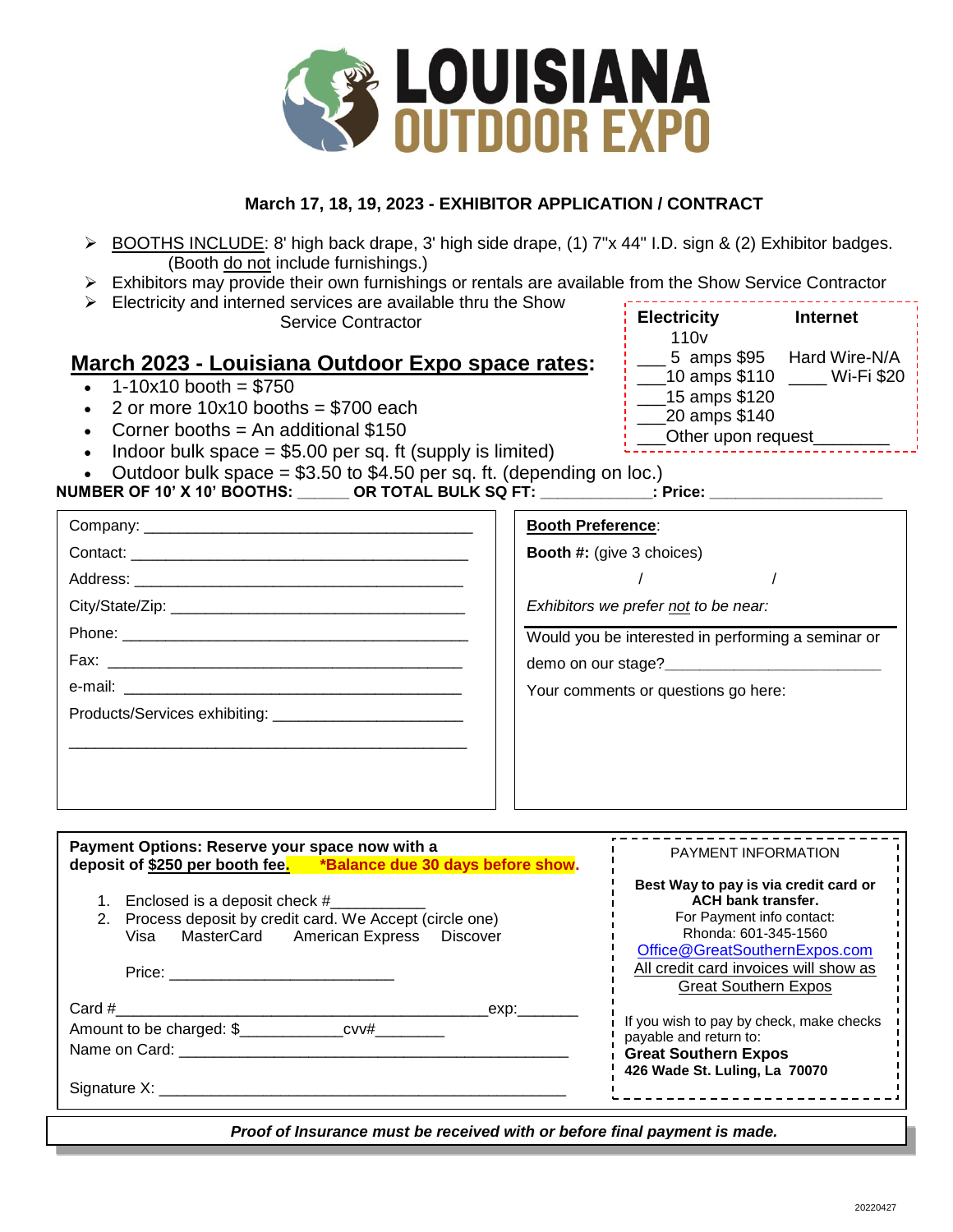# LOUISIANA OUTDOOR EXPO

**March 17, 18, 19, 2023 - EXHIBITOR APPLICATION / CONTRACT**

- BOOTHS INCLUDE: 8' high back drape, 3' high side drape, (1) 7"x 44" I.D. sign & (2) Exhibitor badges. (Booth do not include furnishings.)
- Exhibitors may provide their own furnishings or rentals are available from the Show Service Contractor
- Electricity and interned services are available thru the Show Service Contractor

| **Electricity** | **Internet** |
|---|---|
| 110v | |
| ___ 5 amps $95 | Hard Wire-N/A |
| ___10 amps $110 | ____ Wi-Fi $20 |
| ___15 amps $120 | |
| ___20 amps $140 | |
| ___Other upon request________ | |

## March 2023 - Louisiana Outdoor Expo space rates:

- 1-10x10 booth = $750
- 2 or more 10x10 booths = $700 each
- Corner booths = An additional $150
- Indoor bulk space = $5.00 per sq. ft (supply is limited)
- Outdoor bulk space = $3.50 to $4.50 per sq. ft. (depending on loc.)

**NUMBER OF 10' X 10' BOOTHS: ______ OR TOTAL BULK SQ FT: _____________: Price: ____________________**

Company: ________________________________________

Contact: ________________________________________

Address: ________________________________________

City/State/Zip: ___________________________________

Phone: _________________________________________

Fax: ___________________________________________

e-mail: _________________________________________

Products/Services exhibiting: ______________________

________________________________________________

**Booth Preference**:

**Booth #:** (give 3 choices)

/ /

*Exhibitors we prefer not to be near:*

Would you be interested in performing a seminar or demo on our stage?________________________

Your comments or questions go here:

**Payment Options: Reserve your space now with a deposit of $250 per booth fee.** ***Balance due 30 days before show.**

1. Enclosed is a deposit check #___________
2. Process deposit by credit card. We Accept (circle one)
   Visa MasterCard American Express Discover

   Price: __________________________

Card #_______________________________________________exp:_______

Amount to be charged: $____________cvv#________

Name on Card: ________________________________________________

Signature X: ________________________________________________

PAYMENT INFORMATION

**Best Way to pay is via credit card or ACH bank transfer.**
For Payment info contact:
Rhonda: 601-345-1560
Office@GreatSouthernExpos.com
All credit card invoices will show as Great Southern Expos

If you wish to pay by check, make checks payable and return to:
**Great Southern Expos**
**426 Wade St. Luling, La 70070**

***Proof of Insurance must be received with or before final payment is made.***

20220427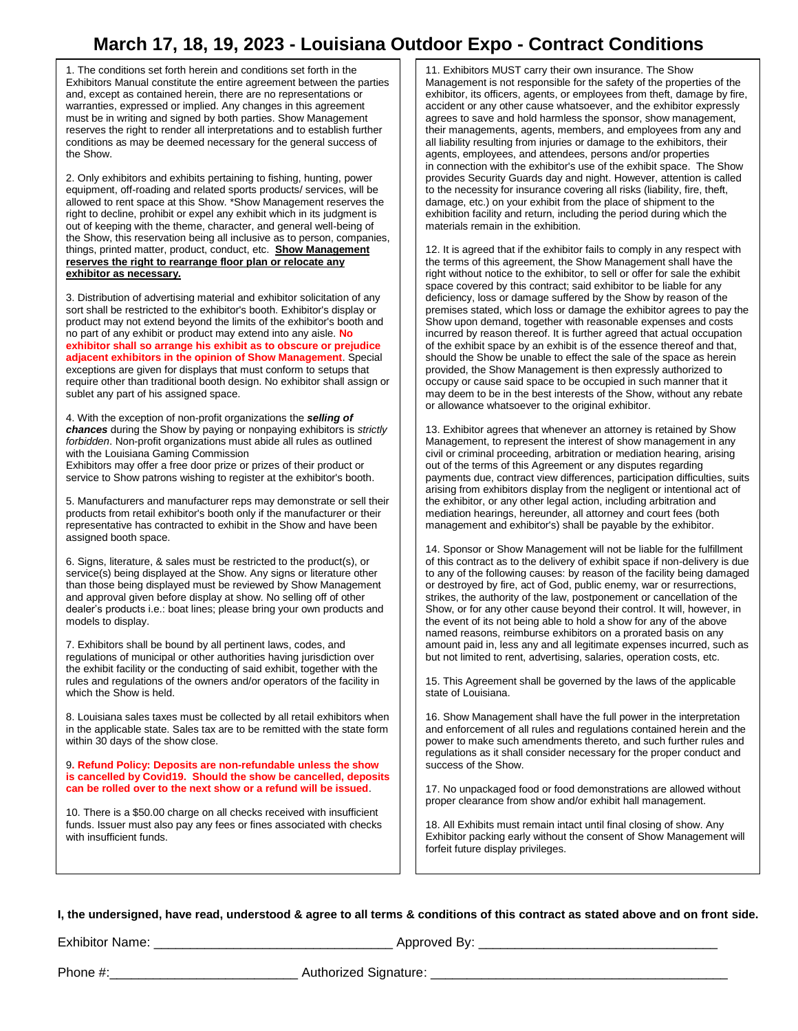# March 17, 18, 19, 2023 - Louisiana Outdoor Expo - Contract Conditions

1. The conditions set forth herein and conditions set forth in the Exhibitors Manual constitute the entire agreement between the parties and, except as contained herein, there are no representations or warranties, expressed or implied. Any changes in this agreement must be in writing and signed by both parties. Show Management reserves the right to render all interpretations and to establish further conditions as may be deemed necessary for the general success of the Show.

2. Only exhibitors and exhibits pertaining to fishing, hunting, power equipment, off-roading and related sports products/ services, will be allowed to rent space at this Show. *Show Management reserves the right to decline, prohibit or expel any exhibit which in its judgment is out of keeping with the theme, character, and general well-being of the Show, this reservation being all inclusive as to person, companies, things, printed matter, product, conduct, etc. **Show Management reserves the right to rearrange floor plan or relocate any exhibitor as necessary.**

3. Distribution of advertising material and exhibitor solicitation of any sort shall be restricted to the exhibitor's booth. Exhibitor's display or product may not extend beyond the limits of the exhibitor's booth and no part of any exhibit or product may extend into any aisle. **No exhibitor shall so arrange his exhibit as to obscure or prejudice adjacent exhibitors in the opinion of Show Management**. Special exceptions are given for displays that must conform to setups that require other than traditional booth design. No exhibitor shall assign or sublet any part of his assigned space.

4. With the exception of non-profit organizations the ***selling of chances*** during the Show by paying or nonpaying exhibitors is *strictly forbidden*. Non-profit organizations must abide all rules as outlined with the Louisiana Gaming Commission
Exhibitors may offer a free door prize or prizes of their product or service to Show patrons wishing to register at the exhibitor's booth.

5. Manufacturers and manufacturer reps may demonstrate or sell their products from retail exhibitor's booth only if the manufacturer or their representative has contracted to exhibit in the Show and have been assigned booth space.

6. Signs, literature, & sales must be restricted to the product(s), or service(s) being displayed at the Show. Any signs or literature other than those being displayed must be reviewed by Show Management and approval given before display at show. No selling off of other dealer's products i.e.: boat lines; please bring your own products and models to display.

7. Exhibitors shall be bound by all pertinent laws, codes, and regulations of municipal or other authorities having jurisdiction over the exhibit facility or the conducting of said exhibit, together with the rules and regulations of the owners and/or operators of the facility in which the Show is held.

8. Louisiana sales taxes must be collected by all retail exhibitors when in the applicable state. Sales tax are to be remitted with the state form within 30 days of the show close.

9**. Refund Policy: Deposits are non-refundable unless the show is cancelled by Covid19. Should the show be cancelled, deposits can be rolled over to the next show or a refund will be issued**.

10. There is a $50.00 charge on all checks received with insufficient funds. Issuer must also pay any fees or fines associated with checks with insufficient funds.

11. Exhibitors MUST carry their own insurance. The Show Management is not responsible for the safety of the properties of the exhibitor, its officers, agents, or employees from theft, damage by fire, accident or any other cause whatsoever, and the exhibitor expressly agrees to save and hold harmless the sponsor, show management, their managements, agents, members, and employees from any and all liability resulting from injuries or damage to the exhibitors, their agents, employees, and attendees, persons and/or properties in connection with the exhibitor's use of the exhibit space. The Show provides Security Guards day and night. However, attention is called to the necessity for insurance covering all risks (liability, fire, theft, damage, etc.) on your exhibit from the place of shipment to the exhibition facility and return, including the period during which the materials remain in the exhibition.

12. It is agreed that if the exhibitor fails to comply in any respect with the terms of this agreement, the Show Management shall have the right without notice to the exhibitor, to sell or offer for sale the exhibit space covered by this contract; said exhibitor to be liable for any deficiency, loss or damage suffered by the Show by reason of the premises stated, which loss or damage the exhibitor agrees to pay the Show upon demand, together with reasonable expenses and costs incurred by reason thereof. It is further agreed that actual occupation of the exhibit space by an exhibit is of the essence thereof and that, should the Show be unable to effect the sale of the space as herein provided, the Show Management is then expressly authorized to occupy or cause said space to be occupied in such manner that it may deem to be in the best interests of the Show, without any rebate or allowance whatsoever to the original exhibitor.

13. Exhibitor agrees that whenever an attorney is retained by Show Management, to represent the interest of show management in any civil or criminal proceeding, arbitration or mediation hearing, arising out of the terms of this Agreement or any disputes regarding payments due, contract view differences, participation difficulties, suits arising from exhibitors display from the negligent or intentional act of the exhibitor, or any other legal action, including arbitration and mediation hearings, hereunder, all attorney and court fees (both management and exhibitor's) shall be payable by the exhibitor.

14. Sponsor or Show Management will not be liable for the fulfillment of this contract as to the delivery of exhibit space if non-delivery is due to any of the following causes: by reason of the facility being damaged or destroyed by fire, act of God, public enemy, war or resurrections, strikes, the authority of the law, postponement or cancellation of the Show, or for any other cause beyond their control. It will, however, in the event of its not being able to hold a show for any of the above named reasons, reimburse exhibitors on a prorated basis on any amount paid in, less any and all legitimate expenses incurred, such as but not limited to rent, advertising, salaries, operation costs, etc.

15. This Agreement shall be governed by the laws of the applicable state of Louisiana.

16. Show Management shall have the full power in the interpretation and enforcement of all rules and regulations contained herein and the power to make such amendments thereto, and such further rules and regulations as it shall consider necessary for the proper conduct and success of the Show.

17. No unpackaged food or food demonstrations are allowed without proper clearance from show and/or exhibit hall management.

18. All Exhibits must remain intact until final closing of show. Any Exhibitor packing early without the consent of Show Management will forfeit future display privileges.

**I, the undersigned, have read, understood & agree to all terms & conditions of this contract as stated above and on front side.**

Exhibitor Name: ________________________________ Approved By: ________________________________

Phone #:_________________________ Authorized Signature: ________________________________________